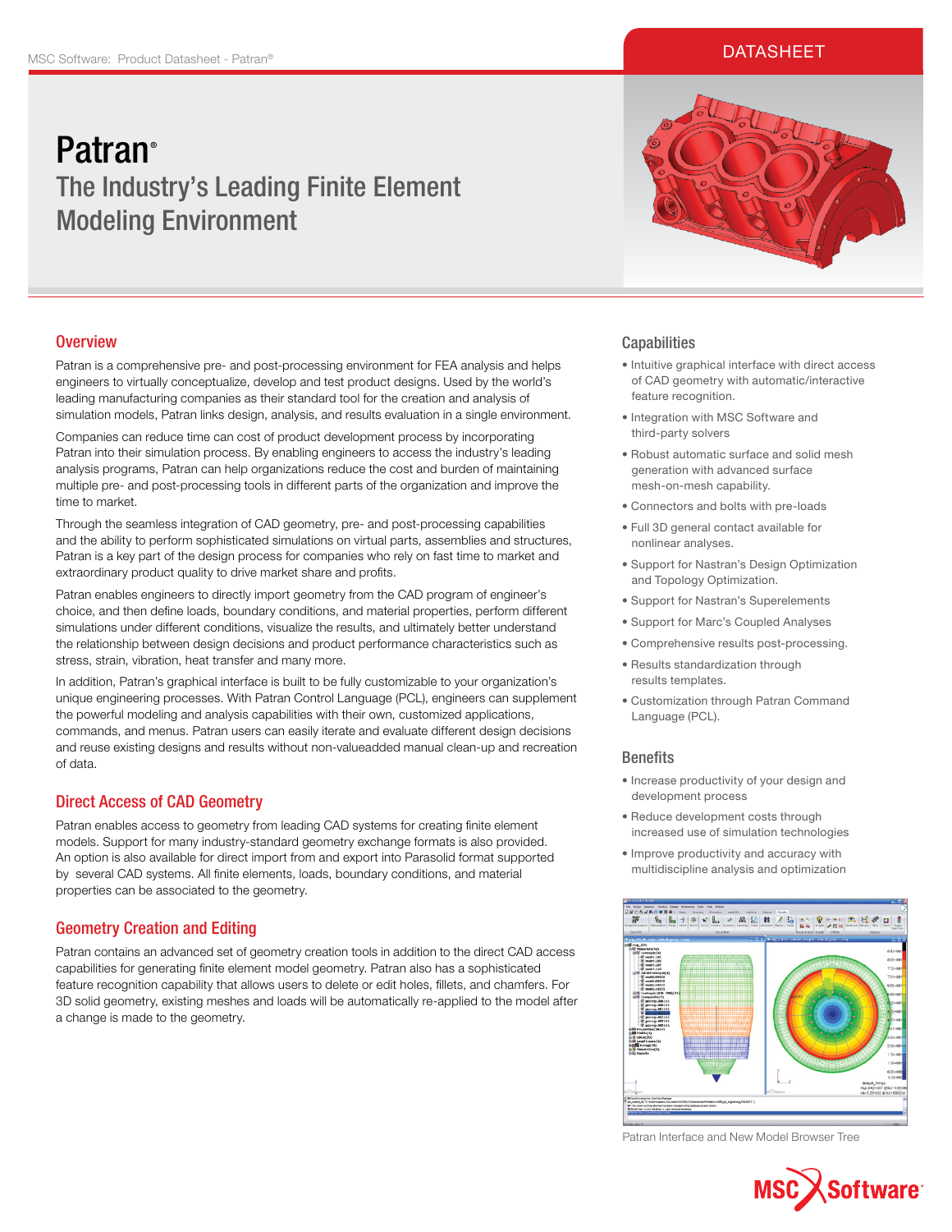DATASHEET

# Patran®

## The Industry's Leading Finite Element Modeling Environment

## Overview

Patran is a comprehensive pre- and post-processing environment for FEA analysis and helps engineers to virtually conceptualize, develop and test product designs. Used by the world's leading manufacturing companies as their standard tool for the creation and analysis of simulation models, Patran links design, analysis, and results evaluation in a single environment.

Companies can reduce time can cost of product development process by incorporating Patran into their simulation process. By enabling engineers to access the industry's leading analysis programs, Patran can help organizations reduce the cost and burden of maintaining multiple pre- and post-processing tools in different parts of the organization and improve the time to market.

Through the seamless integration of CAD geometry, pre- and post-processing capabilities and the ability to perform sophisticated simulations on virtual parts, assemblies and structures, Patran is a key part of the design process for companies who rely on fast time to market and extraordinary product quality to drive market share and profits.

Patran enables engineers to directly import geometry from the CAD program of engineer's choice, and then define loads, boundary conditions, and material properties, perform different simulations under different conditions, visualize the results, and ultimately better understand the relationship between design decisions and product performance characteristics such as stress, strain, vibration, heat transfer and many more.

In addition, Patran's graphical interface is built to be fully customizable to your organization's unique engineering processes. With Patran Control Language (PCL), engineers can supplement the powerful modeling and analysis capabilities with their own, customized applications, commands, and menus. Patran users can easily iterate and evaluate different design decisions and reuse existing designs and results without non-valueadded manual clean-up and recreation of data.

## Direct Access of CAD Geometry

Patran enables access to geometry from leading CAD systems for creating finite element models. Support for many industry-standard geometry exchange formats is also provided. An option is also available for direct import from and export into Parasolid format supported by several CAD systems. All finite elements, loads, boundary conditions, and material properties can be associated to the geometry.

## Geometry Creation and Editing

Patran contains an advanced set of geometry creation tools in addition to the direct CAD access capabilities for generating finite element model geometry. Patran also has a sophisticated feature recognition capability that allows users to delete or edit holes, fillets, and chamfers. For 3D solid geometry, existing meshes and loads will be automatically re-applied to the model after a change is made to the geometry.

## Capabilities

- Intuitive graphical interface with direct access of CAD geometry with automatic/interactive feature recognition.
- Integration with MSC Software and third-party solvers
- Robust automatic surface and solid mesh generation with advanced surface mesh-on-mesh capability.
- Connectors and bolts with pre-loads
- Full 3D general contact available for nonlinear analyses.
- Support for Nastran's Design Optimization and Topology Optimization.
- Support for Nastran's Superelements
- Support for Marc's Coupled Analyses
- Comprehensive results post-processing.
- Results standardization through results templates.
- Customization through Patran Command Language (PCL).

## Benefits

- Increase productivity of your design and development process
- Reduce development costs through increased use of simulation technologies
- Improve productivity and accuracy with multidiscipline analysis and optimization

Patran Interface and New Model Browser Tree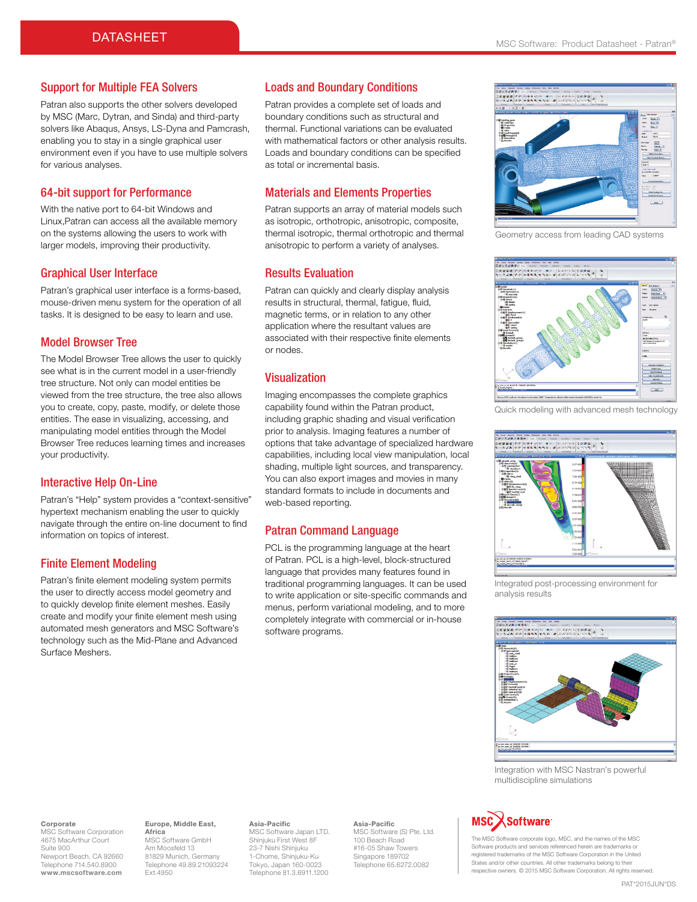## Support for Multiple FEA Solvers

Patran also supports the other solvers developed by MSC (Marc, Dytran, and Sinda) and third-party solvers like Abaqus, Ansys, LS-Dyna and Pamcrash, enabling you to stay in a single graphical user environment even if you have to use multiple solvers for various analyses.

## 64-bit support for Performance

With the native port to 64-bit Windows and Linux,Patran can access all the available memory on the systems allowing the users to work with larger models, improving their productivity.

## Graphical User Interface

Patran's graphical user interface is a forms-based, mouse-driven menu system for the operation of all tasks. It is designed to be easy to learn and use.

## Model Browser Tree

The Model Browser Tree allows the user to quickly see what is in the current model in a user-friendly tree structure. Not only can model entities be viewed from the tree structure, the tree also allows you to create, copy, paste, modify, or delete those entities. The ease in visualizing, accessing, and manipulating model entities through the Model Browser Tree reduces learning times and increases your productivity.

## Interactive Help On-Line

Patran's "Help" system provides a "context-sensitive" hypertext mechanism enabling the user to quickly navigate through the entire on-line document to find information on topics of interest.

## Finite Element Modeling

Patran's finite element modeling system permits the user to directly access model geometry and to quickly develop finite element meshes. Easily create and modify your finite element mesh using automated mesh generators and MSC Software's technology such as the Mid-Plane and Advanced Surface Meshers.

## Loads and Boundary Conditions

Patran provides a complete set of loads and boundary conditions such as structural and thermal. Functional variations can be evaluated with mathematical factors or other analysis results. Loads and boundary conditions can be specified as total or incremental basis.

## Materials and Elements Properties

Patran supports an array of material models such as isotropic, orthotropic, anisotropic, composite, thermal isotropic, thermal orthotropic and thermal anisotropic to perform a variety of analyses.

## Results Evaluation

Patran can quickly and clearly display analysis results in structural, thermal, fatigue, fluid, magnetic terms, or in relation to any other application where the resultant values are associated with their respective finite elements or nodes.

## Visualization

Imaging encompasses the complete graphics capability found within the Patran product, including graphic shading and visual verification prior to analysis. Imaging features a number of options that take advantage of specialized hardware capabilities, including local view manipulation, local shading, multiple light sources, and transparency. You can also export images and movies in many standard formats to include in documents and web-based reporting.

## Patran Command Language

PCL is the programming language at the heart of Patran. PCL is a high-level, block-structured language that provides many features found in traditional programming languages. It can be used to write application or site-specific commands and menus, perform variational modeling, and to more completely integrate with commercial or in-house software programs.

Geometry access from leading CAD systems

Quick modeling with advanced mesh technology

Integrated post-processing environment for analysis results

Integration with MSC Nastran's powerful multidiscipline simulations

**Corporate**
MSC Software Corporation
4675 MacArthur Court
Suite 900
Newport Beach, CA 92660
Telephone 714.540.8900
**www.mscsoftware.com**

**Europe, Middle East, Africa**
MSC Software GmbH
Am Moosfeld 13
81829 Munich, Germany
Telephone 49.89.21093224
Ext.4950

**Asia-Pacific**
MSC Software Japan LTD.
Shinjuku First West 8F
23-7 Nishi Shinjuku
1-Chome, Shinjuku-Ku
Tokyo, Japan 160-0023
Telephone 81.3.6911.1200

**Asia-Pacific**
MSC Software (S) Pte. Ltd.
100 Beach Road
#16-05 Shaw Towers
Singapore 189702
Telephone 65.6272.0082

The MSC Software corporate logo, MSC, and the names of the MSC Software products and services referenced herein are trademarks or registered trademarks of the MSC Software Corporation in the United States and/or other countries. All other trademarks belong to their respective owners. © 2015 MSC Software Corporation. All rights reserved.

PAT*2015JUN*DS